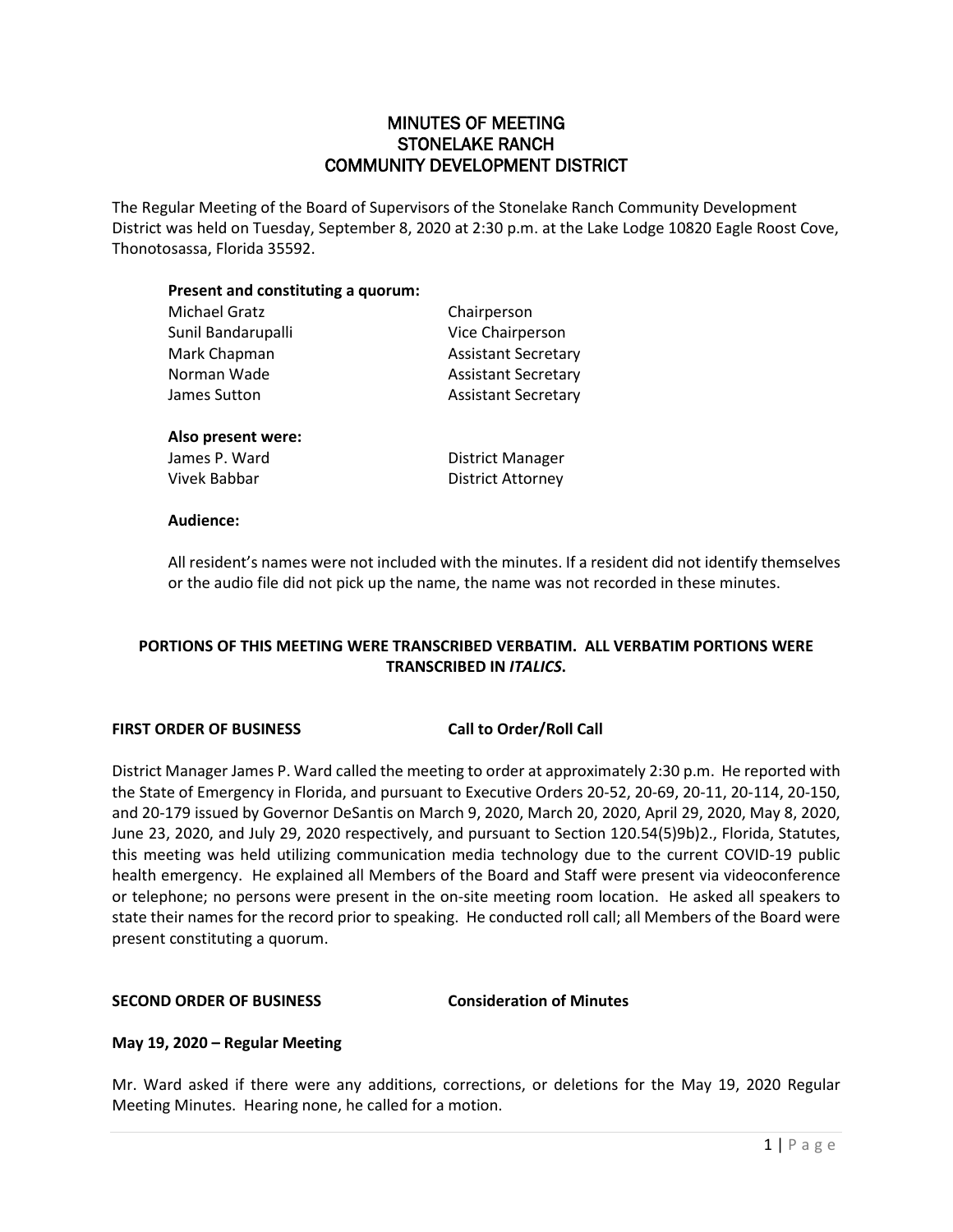# MINUTES OF MEETING
# STONELAKE RANCH
# COMMUNITY DEVELOPMENT DISTRICT

The Regular Meeting of the Board of Supervisors of the Stonelake Ranch Community Development District was held on Tuesday, September 8, 2020 at 2:30 p.m. at the Lake Lodge 10820 Eagle Roost Cove, Thonotosassa, Florida 35592.

**Present and constituting a quorum:**

| | |
|---|---|
| Michael Gratz | Chairperson |
| Sunil Bandarupalli | Vice Chairperson |
| Mark Chapman | Assistant Secretary |
| Norman Wade | Assistant Secretary |
| James Sutton | Assistant Secretary |

**Also present were:**

| | |
|---|---|
| James P. Ward | District Manager |
| Vivek Babbar | District Attorney |

**Audience:**

All resident's names were not included with the minutes. If a resident did not identify themselves or the audio file did not pick up the name, the name was not recorded in these minutes.

**PORTIONS OF THIS MEETING WERE TRANSCRIBED VERBATIM. ALL VERBATIM PORTIONS WERE TRANSCRIBED IN *ITALICS*.**

**FIRST ORDER OF BUSINESS Call to Order/Roll Call**

District Manager James P. Ward called the meeting to order at approximately 2:30 p.m. He reported with the State of Emergency in Florida, and pursuant to Executive Orders 20-52, 20-69, 20-11, 20-114, 20-150, and 20-179 issued by Governor DeSantis on March 9, 2020, March 20, 2020, April 29, 2020, May 8, 2020, June 23, 2020, and July 29, 2020 respectively, and pursuant to Section 120.54(5)9b)2., Florida, Statutes, this meeting was held utilizing communication media technology due to the current COVID-19 public health emergency. He explained all Members of the Board and Staff were present via videoconference or telephone; no persons were present in the on-site meeting room location. He asked all speakers to state their names for the record prior to speaking. He conducted roll call; all Members of the Board were present constituting a quorum.

**SECOND ORDER OF BUSINESS Consideration of Minutes**

**May 19, 2020 – Regular Meeting**

Mr. Ward asked if there were any additions, corrections, or deletions for the May 19, 2020 Regular Meeting Minutes. Hearing none, he called for a motion.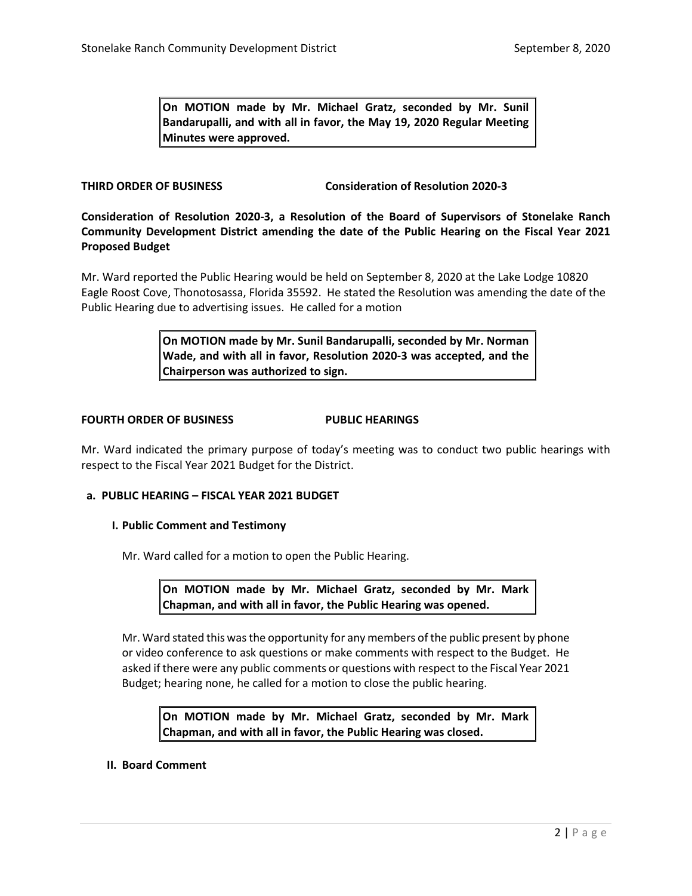**On MOTION made by Mr. Michael Gratz, seconded by Mr. Sunil Bandarupalli, and with all in favor, the May 19, 2020 Regular Meeting Minutes were approved.**

**THIRD ORDER OF BUSINESS Consideration of Resolution 2020-3**

**Consideration of Resolution 2020-3, a Resolution of the Board of Supervisors of Stonelake Ranch Community Development District amending the date of the Public Hearing on the Fiscal Year 2021 Proposed Budget**

Mr. Ward reported the Public Hearing would be held on September 8, 2020 at the Lake Lodge 10820 Eagle Roost Cove, Thonotosassa, Florida 35592. He stated the Resolution was amending the date of the Public Hearing due to advertising issues. He called for a motion

**On MOTION made by Mr. Sunil Bandarupalli, seconded by Mr. Norman Wade, and with all in favor, Resolution 2020-3 was accepted, and the Chairperson was authorized to sign.**

**FOURTH ORDER OF BUSINESS PUBLIC HEARINGS**

Mr. Ward indicated the primary purpose of today's meeting was to conduct two public hearings with respect to the Fiscal Year 2021 Budget for the District.

**a. PUBLIC HEARING – FISCAL YEAR 2021 BUDGET**

**I. Public Comment and Testimony**

Mr. Ward called for a motion to open the Public Hearing.

**On MOTION made by Mr. Michael Gratz, seconded by Mr. Mark Chapman, and with all in favor, the Public Hearing was opened.**

Mr. Ward stated this was the opportunity for any members of the public present by phone or video conference to ask questions or make comments with respect to the Budget. He asked if there were any public comments or questions with respect to the Fiscal Year 2021 Budget; hearing none, he called for a motion to close the public hearing.

**On MOTION made by Mr. Michael Gratz, seconded by Mr. Mark Chapman, and with all in favor, the Public Hearing was closed.**

**II. Board Comment**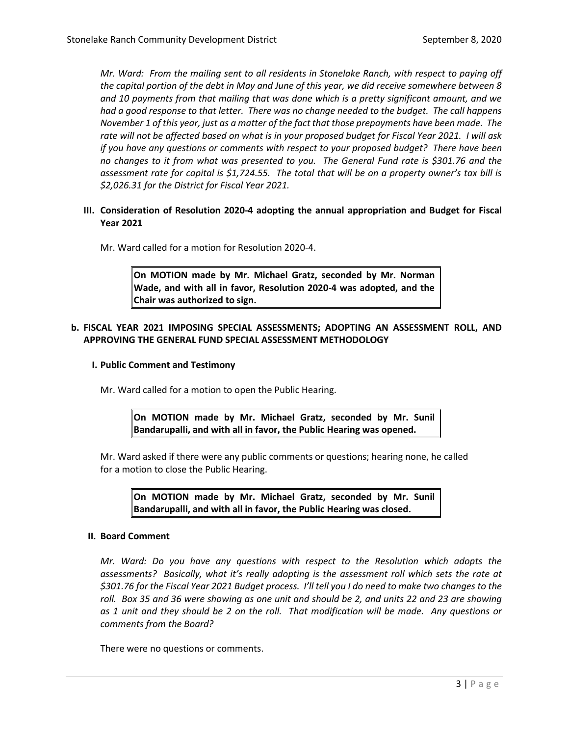*Mr. Ward: From the mailing sent to all residents in Stonelake Ranch, with respect to paying off the capital portion of the debt in May and June of this year, we did receive somewhere between 8 and 10 payments from that mailing that was done which is a pretty significant amount, and we had a good response to that letter. There was no change needed to the budget. The call happens November 1 of this year, just as a matter of the fact that those prepayments have been made. The rate will not be affected based on what is in your proposed budget for Fiscal Year 2021. I will ask if you have any questions or comments with respect to your proposed budget? There have been no changes to it from what was presented to you. The General Fund rate is $301.76 and the assessment rate for capital is $1,724.55. The total that will be on a property owner's tax bill is $2,026.31 for the District for Fiscal Year 2021.*

### III. Consideration of Resolution 2020-4 adopting the annual appropriation and Budget for Fiscal Year 2021

Mr. Ward called for a motion for Resolution 2020-4.

> **On MOTION made by Mr. Michael Gratz, seconded by Mr. Norman Wade, and with all in favor, Resolution 2020-4 was adopted, and the Chair was authorized to sign.**

## b. FISCAL YEAR 2021 IMPOSING SPECIAL ASSESSMENTS; ADOPTING AN ASSESSMENT ROLL, AND APPROVING THE GENERAL FUND SPECIAL ASSESSMENT METHODOLOGY

### I. Public Comment and Testimony

Mr. Ward called for a motion to open the Public Hearing.

> **On MOTION made by Mr. Michael Gratz, seconded by Mr. Sunil Bandarupalli, and with all in favor, the Public Hearing was opened.**

Mr. Ward asked if there were any public comments or questions; hearing none, he called for a motion to close the Public Hearing.

> **On MOTION made by Mr. Michael Gratz, seconded by Mr. Sunil Bandarupalli, and with all in favor, the Public Hearing was closed.**

### II. Board Comment

*Mr. Ward: Do you have any questions with respect to the Resolution which adopts the assessments? Basically, what it's really adopting is the assessment roll which sets the rate at $301.76 for the Fiscal Year 2021 Budget process. I'll tell you I do need to make two changes to the roll. Box 35 and 36 were showing as one unit and should be 2, and units 22 and 23 are showing as 1 unit and they should be 2 on the roll. That modification will be made. Any questions or comments from the Board?*

There were no questions or comments.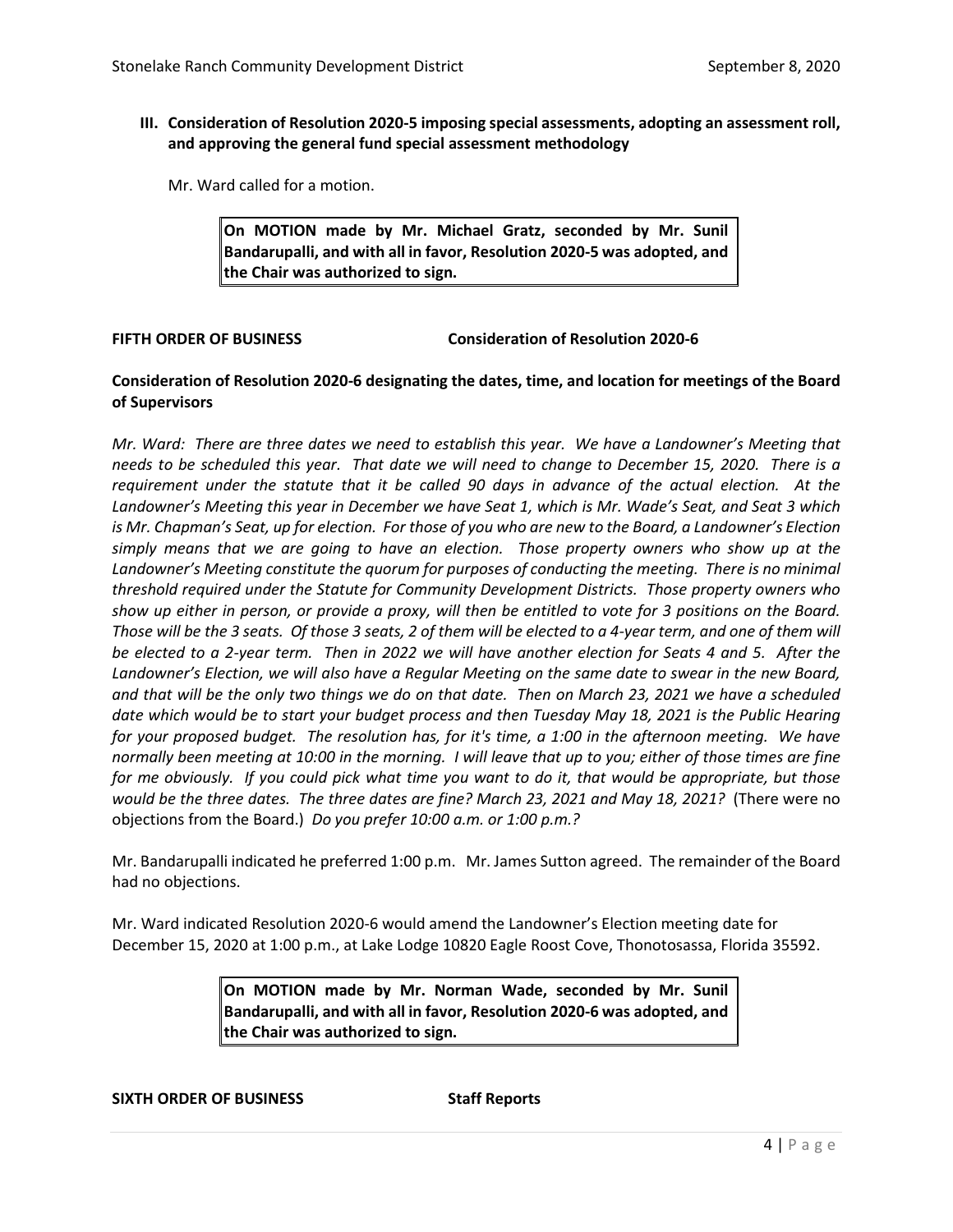### III. Consideration of Resolution 2020-5 imposing special assessments, adopting an assessment roll, and approving the general fund special assessment methodology

Mr. Ward called for a motion.

> **On MOTION made by Mr. Michael Gratz, seconded by Mr. Sunil Bandarupalli, and with all in favor, Resolution 2020-5 was adopted, and the Chair was authorized to sign.**

**FIFTH ORDER OF BUSINESS Consideration of Resolution 2020-6**

**Consideration of Resolution 2020-6 designating the dates, time, and location for meetings of the Board of Supervisors**

*Mr. Ward: There are three dates we need to establish this year. We have a Landowner's Meeting that needs to be scheduled this year. That date we will need to change to December 15, 2020. There is a requirement under the statute that it be called 90 days in advance of the actual election. At the Landowner's Meeting this year in December we have Seat 1, which is Mr. Wade's Seat, and Seat 3 which is Mr. Chapman's Seat, up for election. For those of you who are new to the Board, a Landowner's Election simply means that we are going to have an election. Those property owners who show up at the Landowner's Meeting constitute the quorum for purposes of conducting the meeting. There is no minimal threshold required under the Statute for Community Development Districts. Those property owners who show up either in person, or provide a proxy, will then be entitled to vote for 3 positions on the Board. Those will be the 3 seats. Of those 3 seats, 2 of them will be elected to a 4-year term, and one of them will be elected to a 2-year term. Then in 2022 we will have another election for Seats 4 and 5. After the Landowner's Election, we will also have a Regular Meeting on the same date to swear in the new Board, and that will be the only two things we do on that date. Then on March 23, 2021 we have a scheduled date which would be to start your budget process and then Tuesday May 18, 2021 is the Public Hearing for your proposed budget. The resolution has, for it's time, a 1:00 in the afternoon meeting. We have normally been meeting at 10:00 in the morning. I will leave that up to you; either of those times are fine for me obviously. If you could pick what time you want to do it, that would be appropriate, but those would be the three dates. The three dates are fine? March 23, 2021 and May 18, 2021?* (There were no objections from the Board.) *Do you prefer 10:00 a.m. or 1:00 p.m.?*

Mr. Bandarupalli indicated he preferred 1:00 p.m. Mr. James Sutton agreed. The remainder of the Board had no objections.

Mr. Ward indicated Resolution 2020-6 would amend the Landowner's Election meeting date for December 15, 2020 at 1:00 p.m., at Lake Lodge 10820 Eagle Roost Cove, Thonotosassa, Florida 35592.

> **On MOTION made by Mr. Norman Wade, seconded by Mr. Sunil Bandarupalli, and with all in favor, Resolution 2020-6 was adopted, and the Chair was authorized to sign.**

**SIXTH ORDER OF BUSINESS Staff Reports**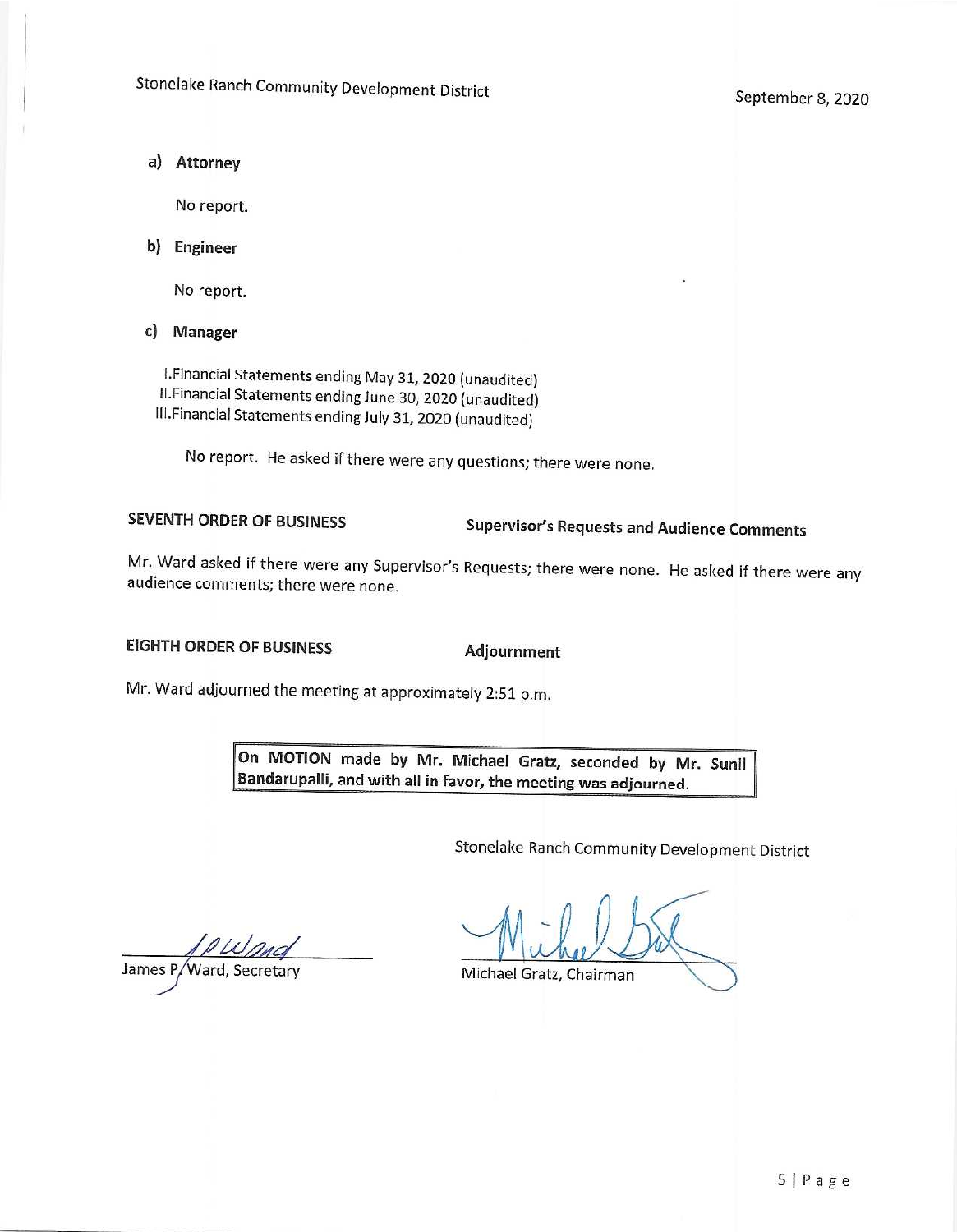**a) Attorney**

No report.

**b) Engineer**

No report.

**c) Manager**

I. Financial Statements ending May 31, 2020 (unaudited)
II. Financial Statements ending June 30, 2020 (unaudited)
III. Financial Statements ending July 31, 2020 (unaudited)

No report. He asked if there were any questions; there were none.

**SEVENTH ORDER OF BUSINESS** **Supervisor's Requests and Audience Comments**

Mr. Ward asked if there were any Supervisor's Requests; there were none. He asked if there were any audience comments; there were none.

**EIGHTH ORDER OF BUSINESS** **Adjournment**

Mr. Ward adjourned the meeting at approximately 2:51 p.m.

> **On MOTION made by Mr. Michael Gratz, seconded by Mr. Sunil Bandarupalli, and with all in favor, the meeting was adjourned.**

Stonelake Ranch Community Development District

James P. Ward, Secretary

Michael Gratz, Chairman